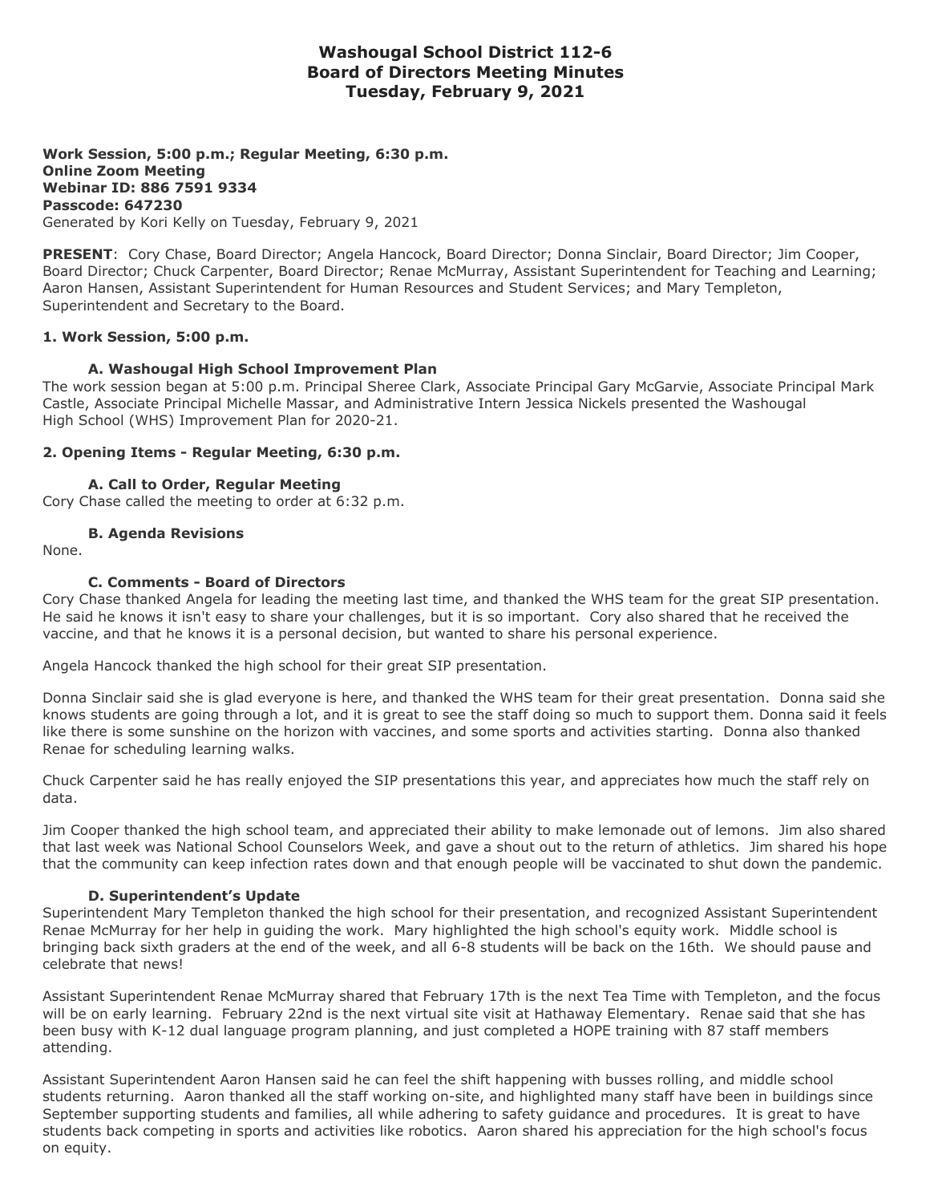# Washougal School District 112-6
# Board of Directors Meeting Minutes
# Tuesday, February 9, 2021

**Work Session, 5:00 p.m.; Regular Meeting, 6:30 p.m.**
**Online Zoom Meeting**
**Webinar ID: 886 7591 9334**
**Passcode: 647230**
Generated by Kori Kelly on Tuesday, February 9, 2021

**PRESENT**: Cory Chase, Board Director; Angela Hancock, Board Director; Donna Sinclair, Board Director; Jim Cooper, Board Director; Chuck Carpenter, Board Director; Renae McMurray, Assistant Superintendent for Teaching and Learning; Aaron Hansen, Assistant Superintendent for Human Resources and Student Services; and Mary Templeton, Superintendent and Secretary to the Board.

### 1. Work Session, 5:00 p.m.

#### A. Washougal High School Improvement Plan

The work session began at 5:00 p.m. Principal Sheree Clark, Associate Principal Gary McGarvie, Associate Principal Mark Castle, Associate Principal Michelle Massar, and Administrative Intern Jessica Nickels presented the Washougal High School (WHS) Improvement Plan for 2020-21.

### 2. Opening Items - Regular Meeting, 6:30 p.m.

#### A. Call to Order, Regular Meeting

Cory Chase called the meeting to order at 6:32 p.m.

#### B. Agenda Revisions

None.

#### C. Comments - Board of Directors

Cory Chase thanked Angela for leading the meeting last time, and thanked the WHS team for the great SIP presentation. He said he knows it isn't easy to share your challenges, but it is so important. Cory also shared that he received the vaccine, and that he knows it is a personal decision, but wanted to share his personal experience.

Angela Hancock thanked the high school for their great SIP presentation.

Donna Sinclair said she is glad everyone is here, and thanked the WHS team for their great presentation. Donna said she knows students are going through a lot, and it is great to see the staff doing so much to support them. Donna said it feels like there is some sunshine on the horizon with vaccines, and some sports and activities starting. Donna also thanked Renae for scheduling learning walks.

Chuck Carpenter said he has really enjoyed the SIP presentations this year, and appreciates how much the staff rely on data.

Jim Cooper thanked the high school team, and appreciated their ability to make lemonade out of lemons. Jim also shared that last week was National School Counselors Week, and gave a shout out to the return of athletics. Jim shared his hope that the community can keep infection rates down and that enough people will be vaccinated to shut down the pandemic.

#### D. Superintendent's Update

Superintendent Mary Templeton thanked the high school for their presentation, and recognized Assistant Superintendent Renae McMurray for her help in guiding the work. Mary highlighted the high school's equity work. Middle school is bringing back sixth graders at the end of the week, and all 6-8 students will be back on the 16th. We should pause and celebrate that news!

Assistant Superintendent Renae McMurray shared that February 17th is the next Tea Time with Templeton, and the focus will be on early learning. February 22nd is the next virtual site visit at Hathaway Elementary. Renae said that she has been busy with K-12 dual language program planning, and just completed a HOPE training with 87 staff members attending.

Assistant Superintendent Aaron Hansen said he can feel the shift happening with busses rolling, and middle school students returning. Aaron thanked all the staff working on-site, and highlighted many staff have been in buildings since September supporting students and families, all while adhering to safety guidance and procedures. It is great to have students back competing in sports and activities like robotics. Aaron shared his appreciation for the high school's focus on equity.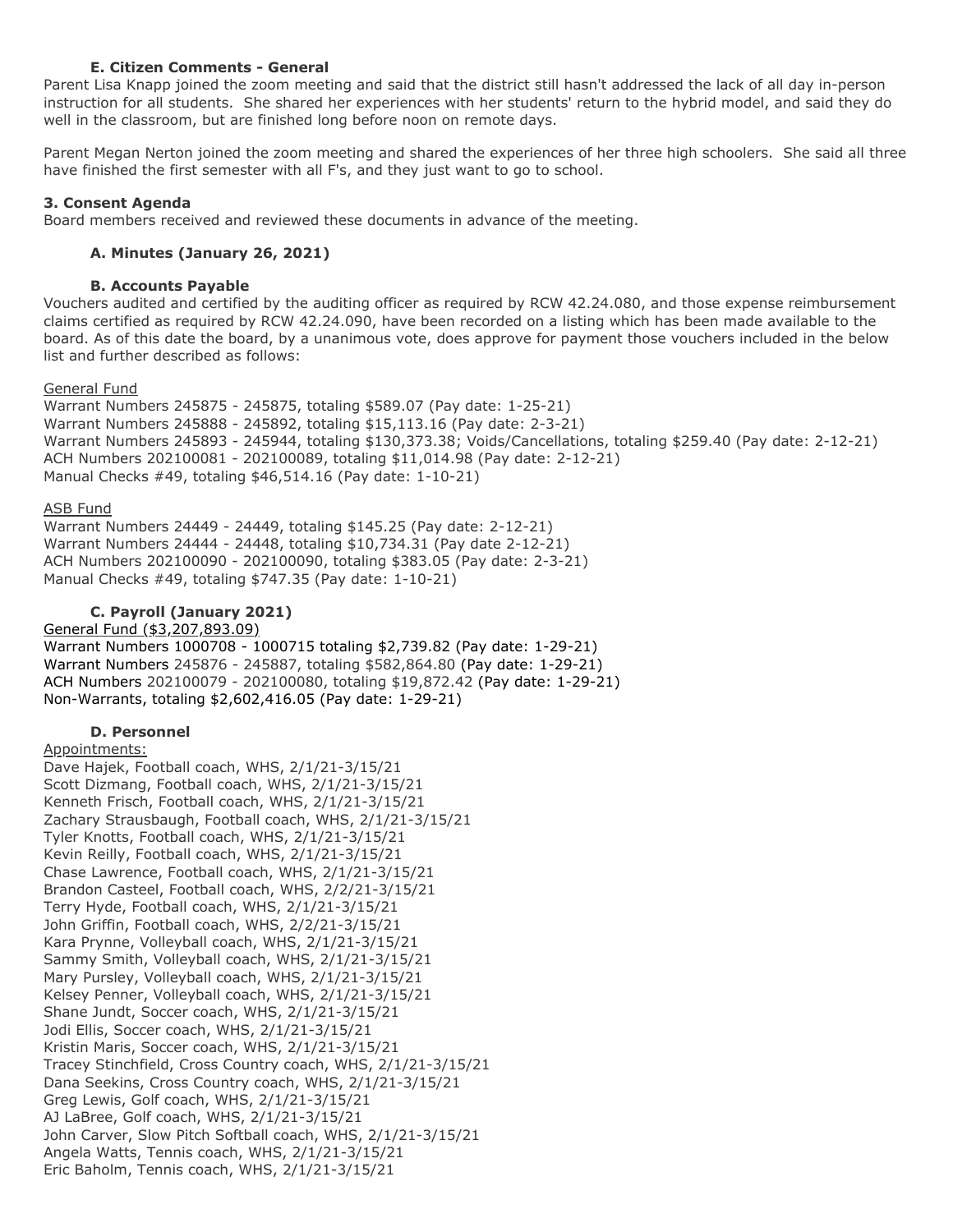### E. Citizen Comments - General

Parent Lisa Knapp joined the zoom meeting and said that the district still hasn't addressed the lack of all day in-person instruction for all students. She shared her experiences with her students' return to the hybrid model, and said they do well in the classroom, but are finished long before noon on remote days.

Parent Megan Nerton joined the zoom meeting and shared the experiences of her three high schoolers. She said all three have finished the first semester with all F's, and they just want to go to school.

## 3. Consent Agenda

Board members received and reviewed these documents in advance of the meeting.

### A. Minutes (January 26, 2021)

### B. Accounts Payable

Vouchers audited and certified by the auditing officer as required by RCW 42.24.080, and those expense reimbursement claims certified as required by RCW 42.24.090, have been recorded on a listing which has been made available to the board. As of this date the board, by a unanimous vote, does approve for payment those vouchers included in the below list and further described as follows:

General Fund

Warrant Numbers 245875 - 245875, totaling $589.07 (Pay date: 1-25-21)
Warrant Numbers 245888 - 245892, totaling $15,113.16 (Pay date: 2-3-21)
Warrant Numbers 245893 - 245944, totaling $130,373.38; Voids/Cancellations, totaling $259.40 (Pay date: 2-12-21)
ACH Numbers 202100081 - 202100089, totaling $11,014.98 (Pay date: 2-12-21)
Manual Checks #49, totaling $46,514.16 (Pay date: 1-10-21)

ASB Fund

Warrant Numbers 24449 - 24449, totaling $145.25 (Pay date: 2-12-21)
Warrant Numbers 24444 - 24448, totaling $10,734.31 (Pay date 2-12-21)
ACH Numbers 202100090 - 202100090, totaling $383.05 (Pay date: 2-3-21)
Manual Checks #49, totaling $747.35 (Pay date: 1-10-21)

### C. Payroll (January 2021)

General Fund ($3,207,893.09)

Warrant Numbers 1000708 - 1000715 totaling $2,739.82 (Pay date: 1-29-21)
Warrant Numbers 245876 - 245887, totaling $582,864.80 (Pay date: 1-29-21)
ACH Numbers 202100079 - 202100080, totaling $19,872.42 (Pay date: 1-29-21)
Non-Warrants, totaling $2,602,416.05 (Pay date: 1-29-21)

### D. Personnel

Appointments:

Dave Hajek, Football coach, WHS, 2/1/21-3/15/21
Scott Dizmang, Football coach, WHS, 2/1/21-3/15/21
Kenneth Frisch, Football coach, WHS, 2/1/21-3/15/21
Zachary Strausbaugh, Football coach, WHS, 2/1/21-3/15/21
Tyler Knotts, Football coach, WHS, 2/1/21-3/15/21
Kevin Reilly, Football coach, WHS, 2/1/21-3/15/21
Chase Lawrence, Football coach, WHS, 2/1/21-3/15/21
Brandon Casteel, Football coach, WHS, 2/2/21-3/15/21
Terry Hyde, Football coach, WHS, 2/1/21-3/15/21
John Griffin, Football coach, WHS, 2/2/21-3/15/21
Kara Prynne, Volleyball coach, WHS, 2/1/21-3/15/21
Sammy Smith, Volleyball coach, WHS, 2/1/21-3/15/21
Mary Pursley, Volleyball coach, WHS, 2/1/21-3/15/21
Kelsey Penner, Volleyball coach, WHS, 2/1/21-3/15/21
Shane Jundt, Soccer coach, WHS, 2/1/21-3/15/21
Jodi Ellis, Soccer coach, WHS, 2/1/21-3/15/21
Kristin Maris, Soccer coach, WHS, 2/1/21-3/15/21
Tracey Stinchfield, Cross Country coach, WHS, 2/1/21-3/15/21
Dana Seekins, Cross Country coach, WHS, 2/1/21-3/15/21
Greg Lewis, Golf coach, WHS, 2/1/21-3/15/21
AJ LaBree, Golf coach, WHS, 2/1/21-3/15/21
John Carver, Slow Pitch Softball coach, WHS, 2/1/21-3/15/21
Angela Watts, Tennis coach, WHS, 2/1/21-3/15/21
Eric Baholm, Tennis coach, WHS, 2/1/21-3/15/21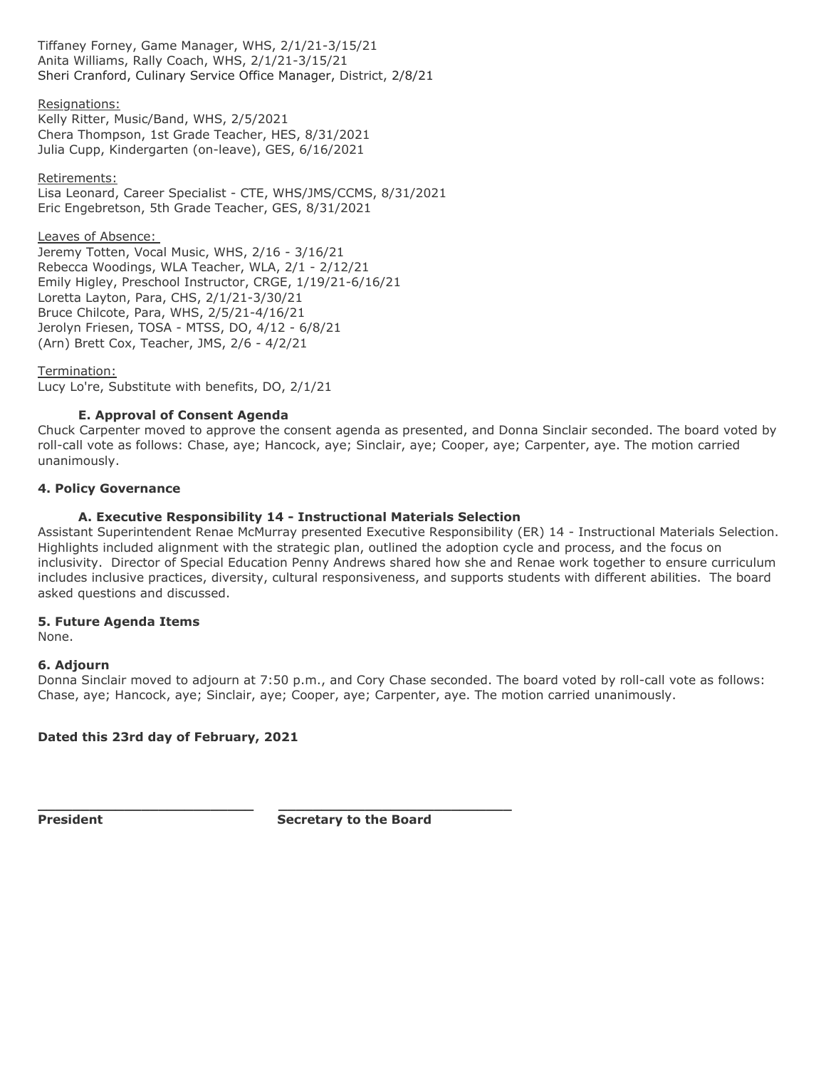Tiffaney Forney, Game Manager, WHS, 2/1/21-3/15/21
Anita Williams, Rally Coach, WHS, 2/1/21-3/15/21
Sheri Cranford, Culinary Service Office Manager, District, 2/8/21

Resignations:
Kelly Ritter, Music/Band, WHS, 2/5/2021
Chera Thompson, 1st Grade Teacher, HES, 8/31/2021
Julia Cupp, Kindergarten (on-leave), GES, 6/16/2021

Retirements:
Lisa Leonard, Career Specialist - CTE, WHS/JMS/CCMS, 8/31/2021
Eric Engebretson, 5th Grade Teacher, GES, 8/31/2021

Leaves of Absence:
Jeremy Totten, Vocal Music, WHS, 2/16 - 3/16/21
Rebecca Woodings, WLA Teacher, WLA, 2/1 - 2/12/21
Emily Higley, Preschool Instructor, CRGE, 1/19/21-6/16/21
Loretta Layton, Para, CHS, 2/1/21-3/30/21
Bruce Chilcote, Para, WHS, 2/5/21-4/16/21
Jerolyn Friesen, TOSA - MTSS, DO, 4/12 - 6/8/21
(Arn) Brett Cox, Teacher, JMS, 2/6 - 4/2/21

Termination:
Lucy Lo're, Substitute with benefits, DO, 2/1/21

### E. Approval of Consent Agenda

Chuck Carpenter moved to approve the consent agenda as presented, and Donna Sinclair seconded. The board voted by roll-call vote as follows: Chase, aye; Hancock, aye; Sinclair, aye; Cooper, aye; Carpenter, aye. The motion carried unanimously.

## 4. Policy Governance

### A. Executive Responsibility 14 - Instructional Materials Selection

Assistant Superintendent Renae McMurray presented Executive Responsibility (ER) 14 - Instructional Materials Selection. Highlights included alignment with the strategic plan, outlined the adoption cycle and process, and the focus on inclusivity. Director of Special Education Penny Andrews shared how she and Renae work together to ensure curriculum includes inclusive practices, diversity, cultural responsiveness, and supports students with different abilities. The board asked questions and discussed.

## 5. Future Agenda Items

None.

## 6. Adjourn

Donna Sinclair moved to adjourn at 7:50 p.m., and Cory Chase seconded. The board voted by roll-call vote as follows: Chase, aye; Hancock, aye; Sinclair, aye; Cooper, aye; Carpenter, aye. The motion carried unanimously.

**Dated this 23rd day of February, 2021**

**President** **Secretary to the Board**